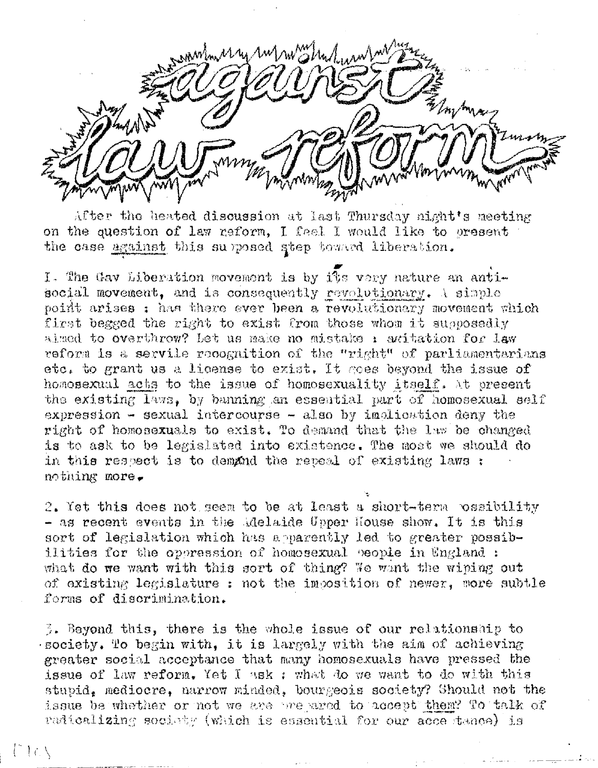# against law reform

After the heated discussion at last Thursday night's meeting on the question of law reform, I feel I would like to present the case <u>against</u> this supposed step toward liberation.

1. The Gay Liberation movement is by its very nature an anti-social movement, and is consequently <u>revolutionary</u>. A simple point arises : has there ever been a revolutionary movement which first begged the right to exist from those whom it supposedly aimed to overthrow? Let us make no mistake : agitation for law reform is a servile recognition of the "right" of parliamentarians etc. to grant us a license to exist. It goes beyond the issue of homosexual <u>acts</u> to the issue of homosexuality <u>itself</u>. At present the existing laws, by banning an essential part of homosexual self expression - sexual intercourse - also by implication deny the right of homosexuals to exist. To demand that the law be changed is to ask to be legislated into existence. The most we should do in this respect is to demand the repeal of existing laws : nothing more.

2. Yet this does not seem to be at least a short-term possibility - as recent events in the Adelaide Upper House show. It is this sort of legislation which has apparently led to greater possibilities for the oppression of homosexual people in England : what do we want with this sort of thing? We want the wiping out of existing legislature : not the imposition of newer, more subtle forms of discrimination.

3. Beyond this, there is the whole issue of our relationship to society. To begin with, it is largely with the aim of achieving greater social acceptance that many homosexuals have pressed the issue of law reform. Yet I ask : what do we want to do with this stupid, mediocre, narrow minded, bourgeois society? Should not the issue be whether or not we are prepared to accept <u>them</u>? To talk of radicalizing society (which is essential for our acceptance) is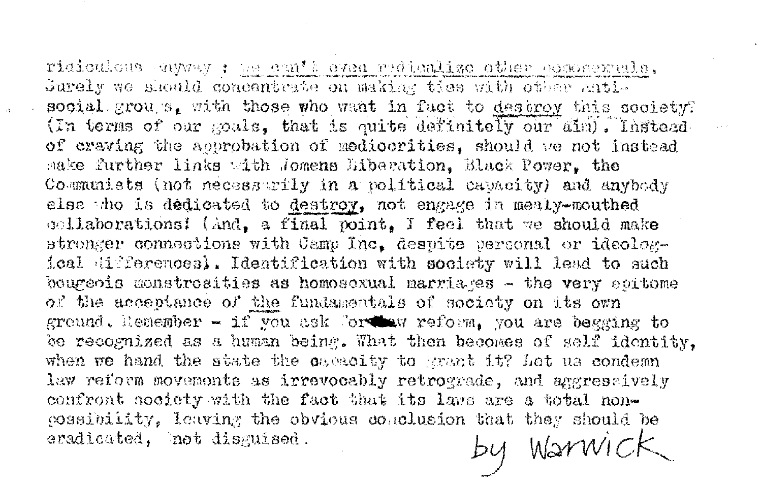ridiculous anyway ; we can't even radicalize other homosexuals. Surely we should concentrate on making ties with other anti-social groups, with those who want in fact to destroy this society? (In terms of our goals, that is quite definitely our aim). Instead of craving the approbation of mediocrities, should we not instead make further links with Womens Liberation, Black Power, the Communists (not necessarily in a political capacity) and anybody else who is dedicated to destroy, not engage in mealy-mouthed collaborations! (And, a final point, I feel that we should make stronger connections with Camp Inc, despite personal or ideological differences). Identification with society will lead to such bougeois monstrosities as homosexual marriages - the very epitome of the acceptance of the fundamentals of society on its own ground. Remember - if you ask for law reform, you are begging to be recognized as a human being. What then becomes of self identity, when we hand the state the capacity to grant it? Let us condemn law reform movements as irrevocably retrograde, and aggressively confront society with the fact that its laws are a total non-possibility, leaving the obvious conclusion that they should be eradicated, not disguised.

by Warwick